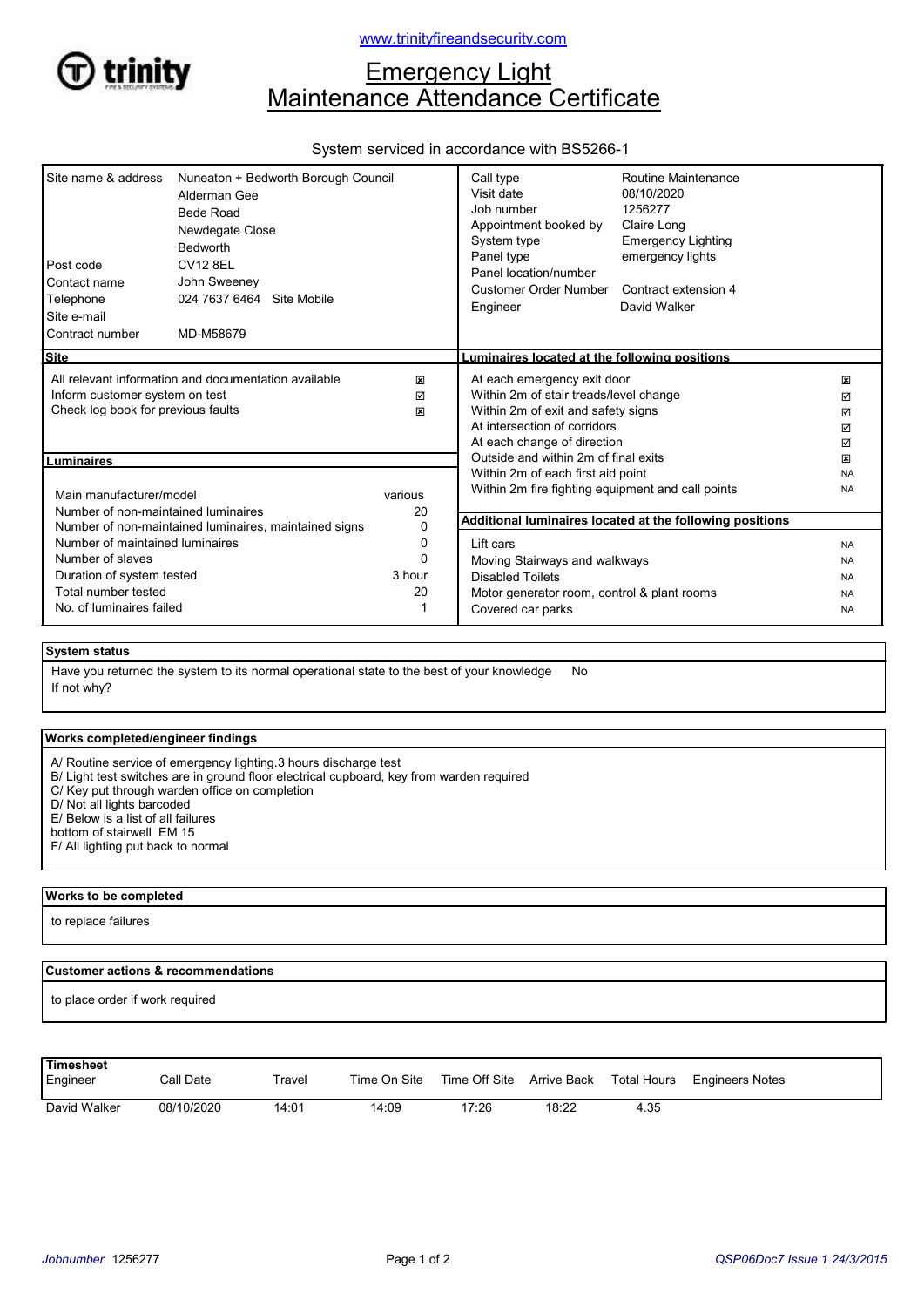www.trinityfireandsecurity.com

trinity

# Emergency Light Maintenance Attendance Certificate

System serviced in accordance with BS5266-1

| | |
|---|---|
| Site name & address | Nuneaton + Bedworth Borough Council<br>Alderman Gee<br>Bede Road<br>Newdegate Close<br>Bedworth |
| Post code | CV12 8EL |
| Contact name | John Sweeney |
| Telephone | 024 7637 6464 Site Mobile |
| Site e-mail | |
| Contract number | MD-M58679 |

| | |
|---|---|
| Call type | Routine Maintenance |
| Visit date | 08/10/2020 |
| Job number | 1256277 |
| Appointment booked by | Claire Long |
| System type | Emergency Lighting |
| Panel type | emergency lights |
| Panel location/number | |
| Customer Order Number | Contract extension 4 |
| Engineer | David Walker |

## Site

| | |
|---|---|
| All relevant information and documentation available | ☒ |
| Inform customer system on test | ☑ |
| Check log book for previous faults | ☒ |

## Luminaires

| | |
|---|---|
| Main manufacturer/model | various |
| Number of non-maintained luminaires | 20 |
| Number of non-maintained luminaires, maintained signs | 0 |
| Number of maintained luminaires | 0 |
| Number of slaves | 0 |
| Duration of system tested | 3 hour |
| Total number tested | 20 |
| No. of luminaires failed | 1 |

## Luminaires located at the following positions

| | |
|---|---|
| At each emergency exit door | ☒ |
| Within 2m of stair treads/level change | ☑ |
| Within 2m of exit and safety signs | ☑ |
| At intersection of corridors | ☑ |
| At each change of direction | ☑ |
| Outside and within 2m of final exits | ☒ |
| Within 2m of each first aid point | NA |
| Within 2m fire fighting equipment and call points | NA |

## Additional luminaires located at the following positions

| | |
|---|---|
| Lift cars | NA |
| Moving Stairways and walkways | NA |
| Disabled Toilets | NA |
| Motor generator room, control & plant rooms | NA |
| Covered car parks | NA |

## System status

Have you returned the system to its normal operational state to the best of your knowledge No

If not why?

## Works completed/engineer findings

A/ Routine service of emergency lighting.3 hours discharge test
B/ Light test switches are in ground floor electrical cupboard, key from warden required
C/ Key put through warden office on completion
D/ Not all lights barcoded
E/ Below is a list of all failures
bottom of stairwell EM 15
F/ All lighting put back to normal

## Works to be completed

to replace failures

## Customer actions & recommendations

to place order if work required

## Timesheet

| Engineer | Call Date | Travel | Time On Site | Time Off Site | Arrive Back | Total Hours | Engineers Notes |
|---|---|---|---|---|---|---|---|
| David Walker | 08/10/2020 | 14:01 | 14:09 | 17:26 | 18:22 | 4.35 | |

*Jobnumber* 1256277

*QSP06Doc7 Issue 1 24/3/2015*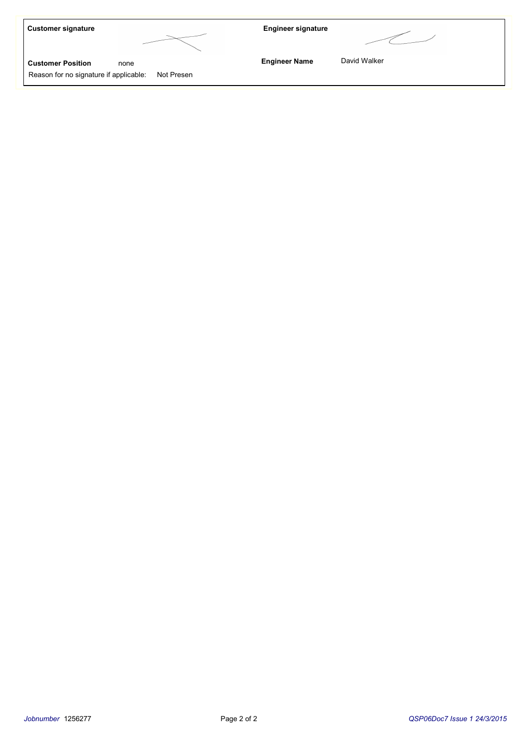| | | | |
|---|---|---|---|
| **Customer signature** | | **Engineer signature** | |
| **Customer Position** | none | **Engineer Name** | David Walker |
| Reason for no signature if applicable: | Not Presen | | |